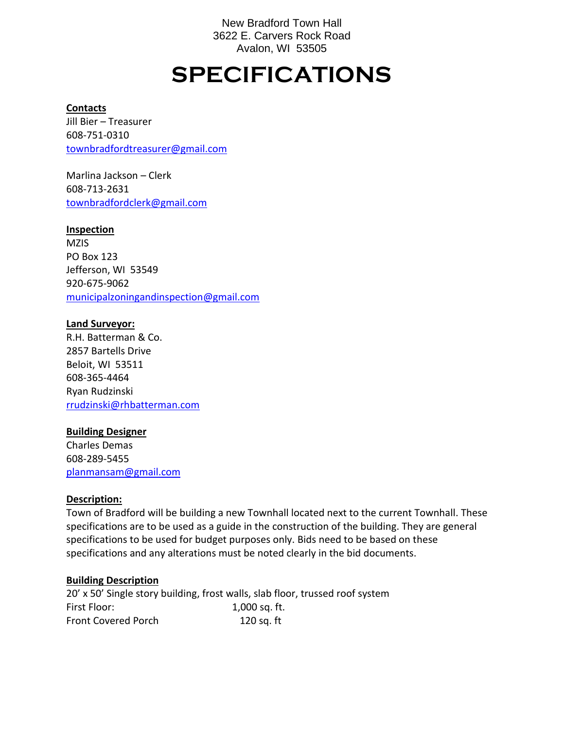New Bradford Town Hall
3622 E. Carvers Rock Road
Avalon, WI 53505

# SPECIFICATIONS

**Contacts**

Jill Bier – Treasurer
608-751-0310
townbradfordtreasurer@gmail.com

Marlina Jackson – Clerk
608-713-2631
townbradfordclerk@gmail.com

**Inspection**

MZIS
PO Box 123
Jefferson, WI 53549
920-675-9062
municipalzoningandinspection@gmail.com

**Land Surveyor:**

R.H. Batterman & Co.
2857 Bartells Drive
Beloit, WI 53511
608-365-4464
Ryan Rudzinski
rrudzinski@rhbatterman.com

**Building Designer**

Charles Demas
608-289-5455
planmansam@gmail.com

**Description:**

Town of Bradford will be building a new Townhall located next to the current Townhall. These specifications are to be used as a guide in the construction of the building. They are general specifications to be used for budget purposes only. Bids need to be based on these specifications and any alterations must be noted clearly in the bid documents.

**Building Description**

20' x 50' Single story building, frost walls, slab floor, trussed roof system

| | |
|---|---|
| First Floor: | 1,000 sq. ft. |
| Front Covered Porch | 120 sq. ft |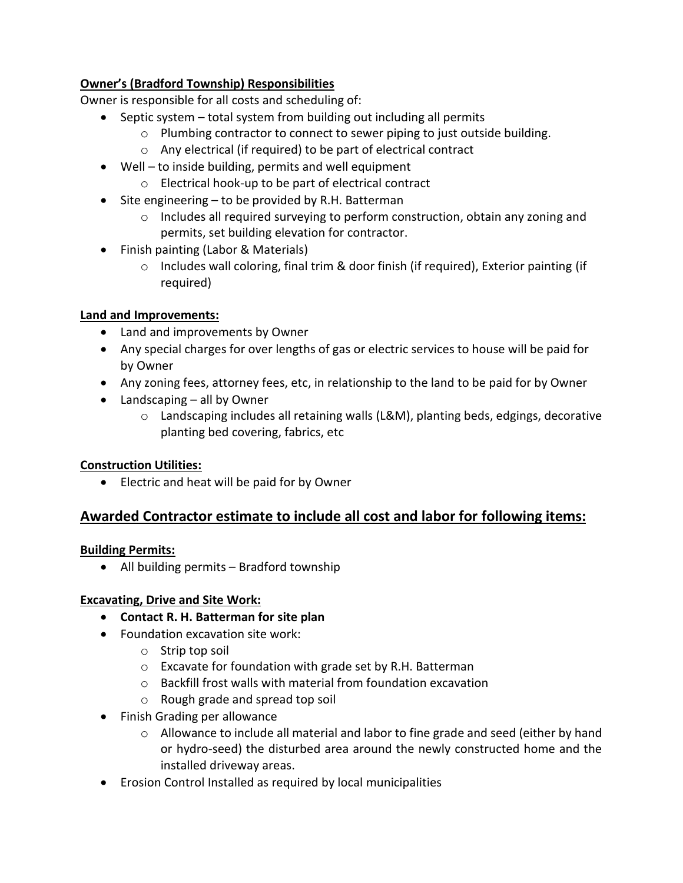**Owner's (Bradford Township) Responsibilities**

Owner is responsible for all costs and scheduling of:

- Septic system – total system from building out including all permits
    - Plumbing contractor to connect to sewer piping to just outside building.
    - Any electrical (if required) to be part of electrical contract
- Well – to inside building, permits and well equipment
    - Electrical hook-up to be part of electrical contract
- Site engineering – to be provided by R.H. Batterman
    - Includes all required surveying to perform construction, obtain any zoning and permits, set building elevation for contractor.
- Finish painting (Labor & Materials)
    - Includes wall coloring, final trim & door finish (if required), Exterior painting (if required)

**Land and Improvements:**

- Land and improvements by Owner
- Any special charges for over lengths of gas or electric services to house will be paid for by Owner
- Any zoning fees, attorney fees, etc, in relationship to the land to be paid for by Owner
- Landscaping – all by Owner
    - Landscaping includes all retaining walls (L&M), planting beds, edgings, decorative planting bed covering, fabrics, etc

**Construction Utilities:**

- Electric and heat will be paid for by Owner

## Awarded Contractor estimate to include all cost and labor for following items:

**Building Permits:**

- All building permits – Bradford township

**Excavating, Drive and Site Work:**

- **Contact R. H. Batterman for site plan**
- Foundation excavation site work:
    - Strip top soil
    - Excavate for foundation with grade set by R.H. Batterman
    - Backfill frost walls with material from foundation excavation
    - Rough grade and spread top soil
- Finish Grading per allowance
    - Allowance to include all material and labor to fine grade and seed (either by hand or hydro-seed) the disturbed area around the newly constructed home and the installed driveway areas.
- Erosion Control Installed as required by local municipalities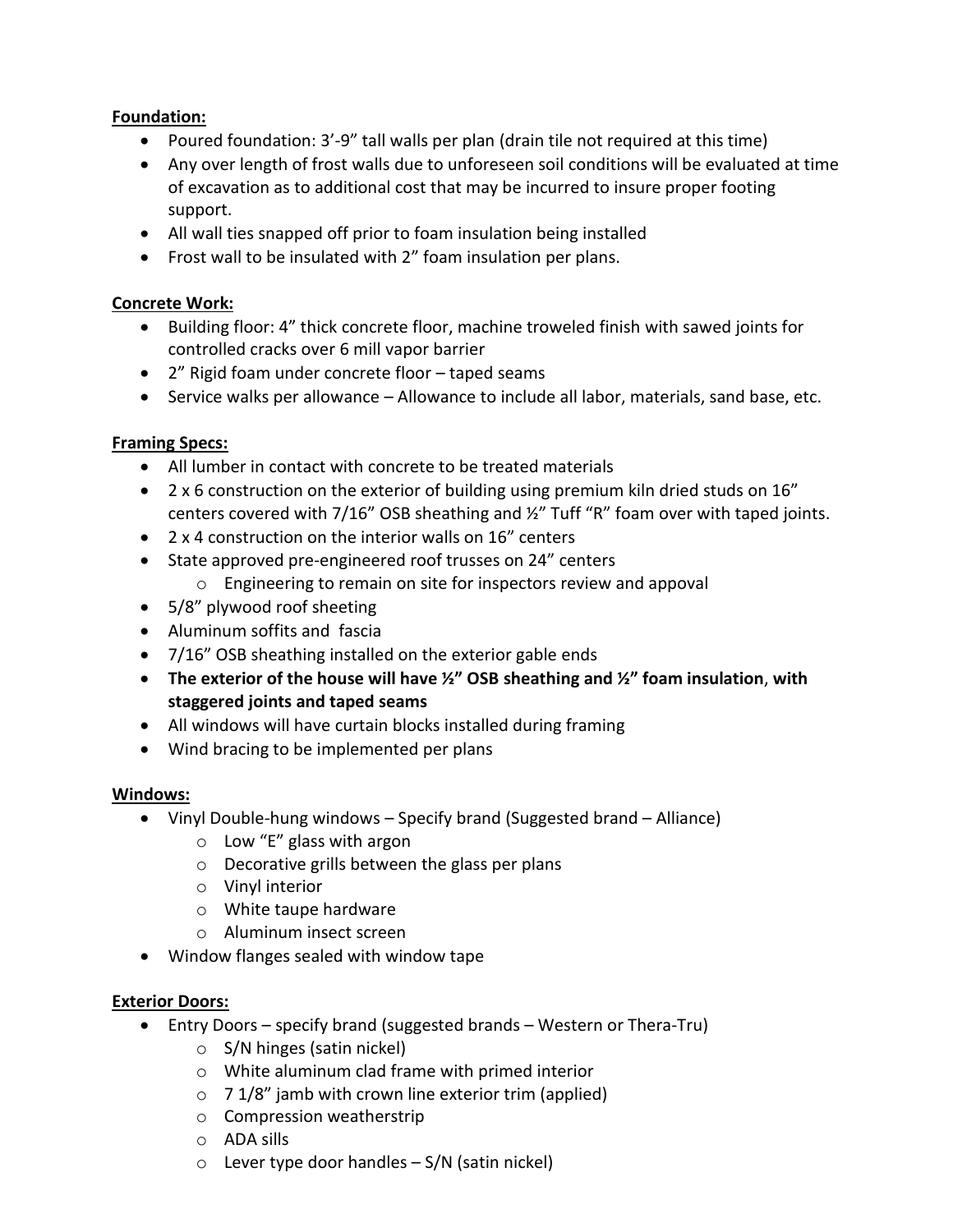**Foundation:**

- Poured foundation: 3'-9" tall walls per plan (drain tile not required at this time)
- Any over length of frost walls due to unforeseen soil conditions will be evaluated at time of excavation as to additional cost that may be incurred to insure proper footing support.
- All wall ties snapped off prior to foam insulation being installed
- Frost wall to be insulated with 2" foam insulation per plans.

**Concrete Work:**

- Building floor: 4" thick concrete floor, machine troweled finish with sawed joints for controlled cracks over 6 mill vapor barrier
- 2" Rigid foam under concrete floor – taped seams
- Service walks per allowance – Allowance to include all labor, materials, sand base, etc.

**Framing Specs:**

- All lumber in contact with concrete to be treated materials
- 2 x 6 construction on the exterior of building using premium kiln dried studs on 16" centers covered with 7/16" OSB sheathing and ½" Tuff "R" foam over with taped joints.
- 2 x 4 construction on the interior walls on 16" centers
- State approved pre-engineered roof trusses on 24" centers
  - Engineering to remain on site for inspectors review and appoval
- 5/8" plywood roof sheeting
- Aluminum soffits and fascia
- 7/16" OSB sheathing installed on the exterior gable ends
- **The exterior of the house will have ½" OSB sheathing and ½" foam insulation**, **with staggered joints and taped seams**
- All windows will have curtain blocks installed during framing
- Wind bracing to be implemented per plans

**Windows:**

- Vinyl Double-hung windows – Specify brand (Suggested brand – Alliance)
  - Low "E" glass with argon
  - Decorative grills between the glass per plans
  - Vinyl interior
  - White taupe hardware
  - Aluminum insect screen
- Window flanges sealed with window tape

**Exterior Doors:**

- Entry Doors – specify brand (suggested brands – Western or Thera-Tru)
  - S/N hinges (satin nickel)
  - White aluminum clad frame with primed interior
  - 7 1/8" jamb with crown line exterior trim (applied)
  - Compression weatherstrip
  - ADA sills
  - Lever type door handles – S/N (satin nickel)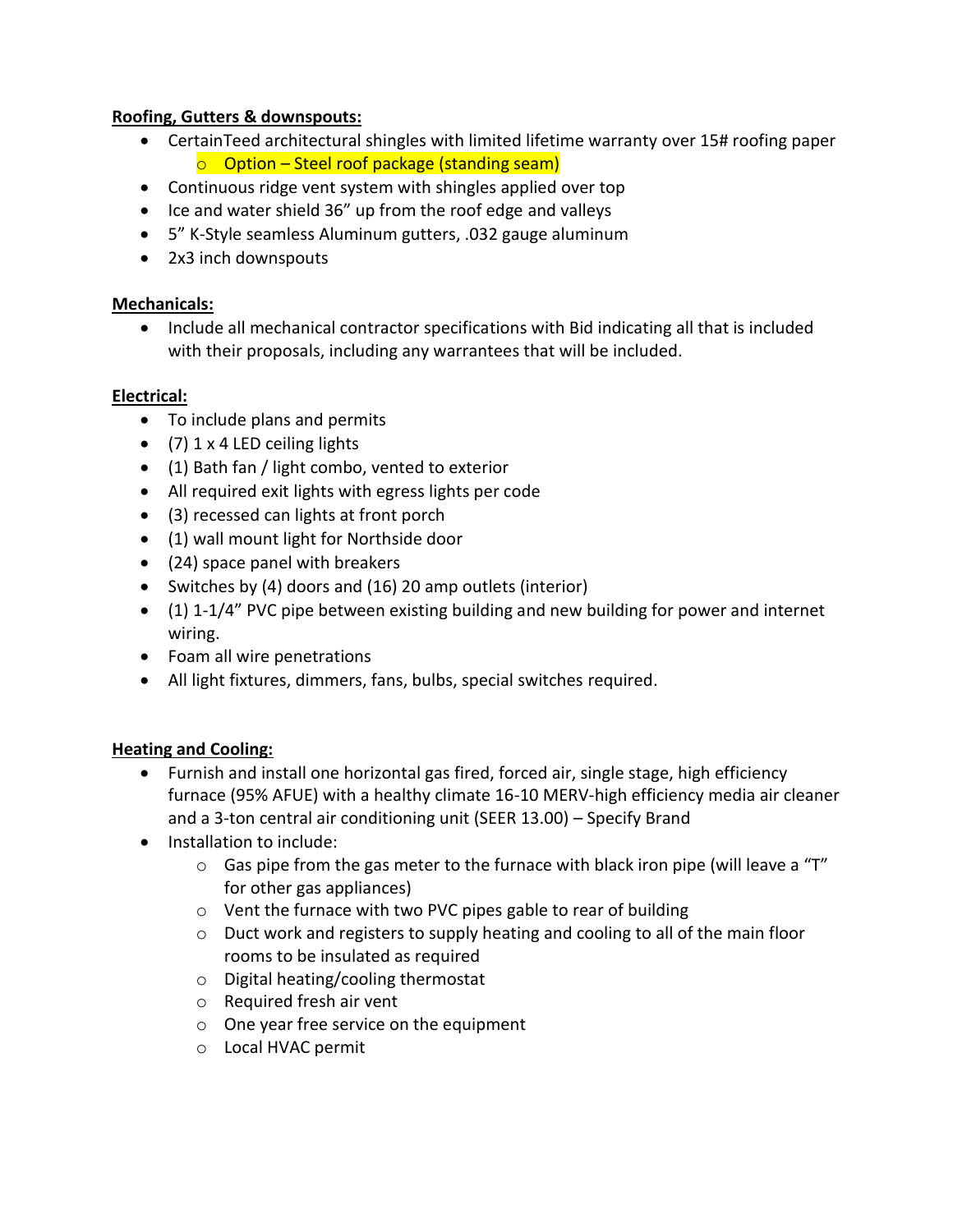**Roofing, Gutters & downspouts:**

- CertainTeed architectural shingles with limited lifetime warranty over 15# roofing paper
    - Option – Steel roof package (standing seam)
- Continuous ridge vent system with shingles applied over top
- Ice and water shield 36" up from the roof edge and valleys
- 5" K-Style seamless Aluminum gutters, .032 gauge aluminum
- 2x3 inch downspouts

**Mechanicals:**

- Include all mechanical contractor specifications with Bid indicating all that is included with their proposals, including any warrantees that will be included.

**Electrical:**

- To include plans and permits
- (7) 1 x 4 LED ceiling lights
- (1) Bath fan / light combo, vented to exterior
- All required exit lights with egress lights per code
- (3) recessed can lights at front porch
- (1) wall mount light for Northside door
- (24) space panel with breakers
- Switches by (4) doors and (16) 20 amp outlets (interior)
- (1) 1-1/4" PVC pipe between existing building and new building for power and internet wiring.
- Foam all wire penetrations
- All light fixtures, dimmers, fans, bulbs, special switches required.

**Heating and Cooling:**

- Furnish and install one horizontal gas fired, forced air, single stage, high efficiency furnace (95% AFUE) with a healthy climate 16-10 MERV-high efficiency media air cleaner and a 3-ton central air conditioning unit (SEER 13.00) – Specify Brand
- Installation to include:
    - Gas pipe from the gas meter to the furnace with black iron pipe (will leave a "T" for other gas appliances)
    - Vent the furnace with two PVC pipes gable to rear of building
    - Duct work and registers to supply heating and cooling to all of the main floor rooms to be insulated as required
    - Digital heating/cooling thermostat
    - Required fresh air vent
    - One year free service on the equipment
    - Local HVAC permit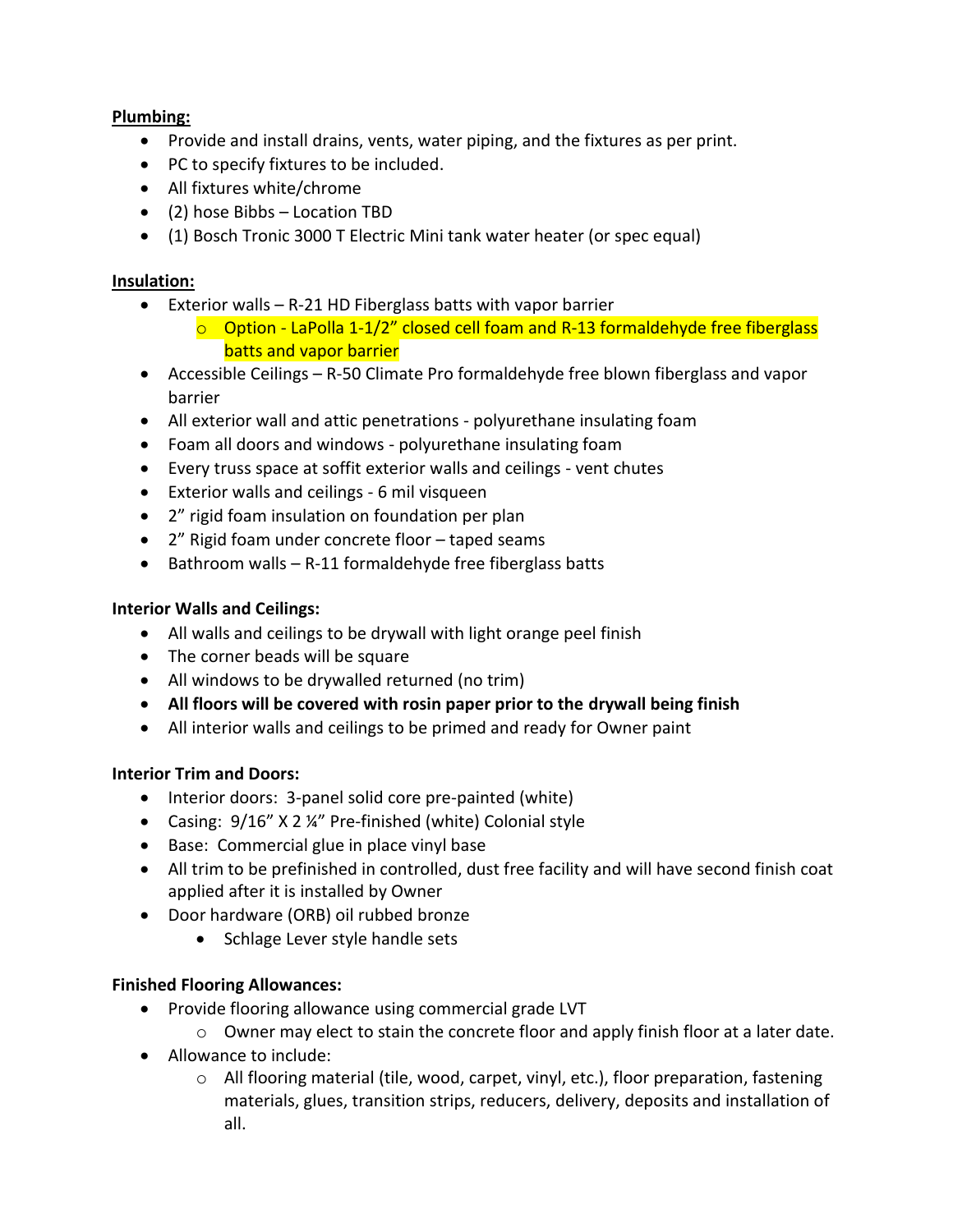**Plumbing:**

- Provide and install drains, vents, water piping, and the fixtures as per print.
- PC to specify fixtures to be included.
- All fixtures white/chrome
- (2) hose Bibbs – Location TBD
- (1) Bosch Tronic 3000 T Electric Mini tank water heater (or spec equal)

**Insulation:**

- Exterior walls – R-21 HD Fiberglass batts with vapor barrier
  - Option - LaPolla 1-1/2" closed cell foam and R-13 formaldehyde free fiberglass batts and vapor barrier
- Accessible Ceilings – R-50 Climate Pro formaldehyde free blown fiberglass and vapor barrier
- All exterior wall and attic penetrations - polyurethane insulating foam
- Foam all doors and windows - polyurethane insulating foam
- Every truss space at soffit exterior walls and ceilings - vent chutes
- Exterior walls and ceilings - 6 mil visqueen
- 2" rigid foam insulation on foundation per plan
- 2" Rigid foam under concrete floor – taped seams
- Bathroom walls – R-11 formaldehyde free fiberglass batts

**Interior Walls and Ceilings:**

- All walls and ceilings to be drywall with light orange peel finish
- The corner beads will be square
- All windows to be drywalled returned (no trim)
- **All floors will be covered with rosin paper prior to the drywall being finish**
- All interior walls and ceilings to be primed and ready for Owner paint

**Interior Trim and Doors:**

- Interior doors: 3-panel solid core pre-painted (white)
- Casing: 9/16" X 2 ¼" Pre-finished (white) Colonial style
- Base: Commercial glue in place vinyl base
- All trim to be prefinished in controlled, dust free facility and will have second finish coat applied after it is installed by Owner
- Door hardware (ORB) oil rubbed bronze
  - Schlage Lever style handle sets

**Finished Flooring Allowances:**

- Provide flooring allowance using commercial grade LVT
  - Owner may elect to stain the concrete floor and apply finish floor at a later date.
- Allowance to include:
  - All flooring material (tile, wood, carpet, vinyl, etc.), floor preparation, fastening materials, glues, transition strips, reducers, delivery, deposits and installation of all.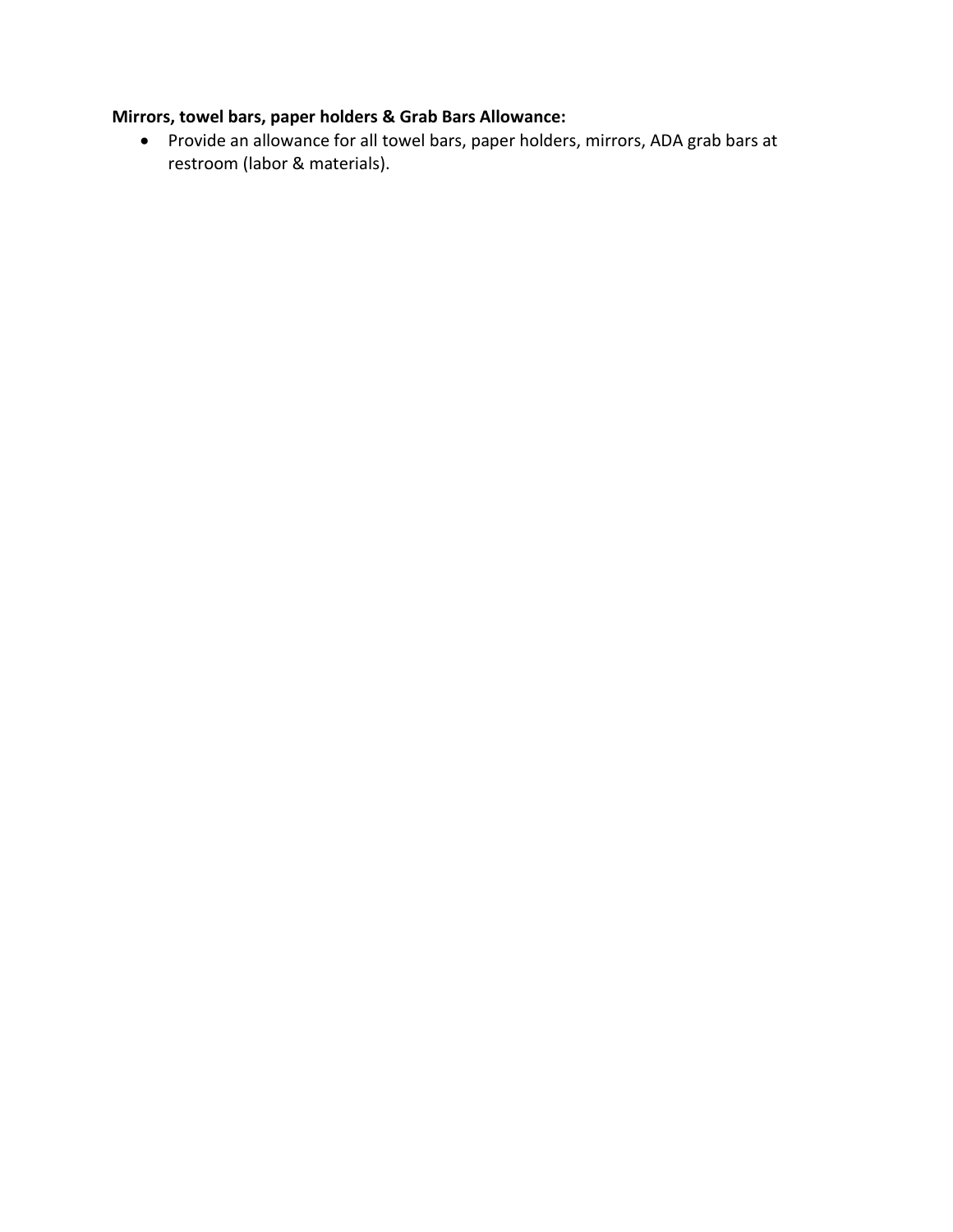**Mirrors, towel bars, paper holders & Grab Bars Allowance:**

- Provide an allowance for all towel bars, paper holders, mirrors, ADA grab bars at restroom (labor & materials).